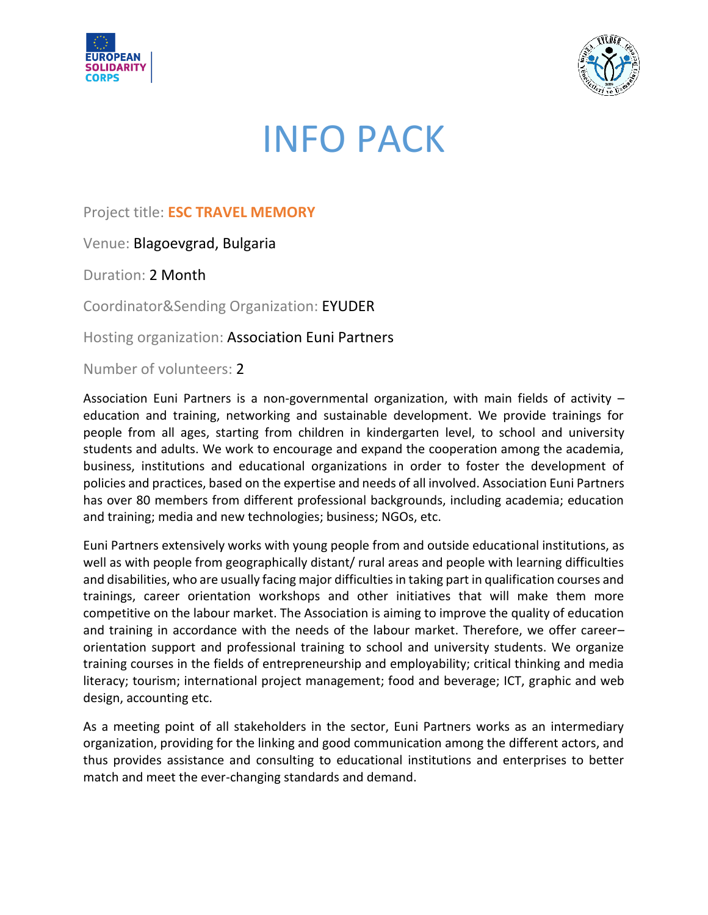# INFO PACK

Project title: **ESC TRAVEL MEMORY**

Venue: Blagoevgrad, Bulgaria

Duration: 2 Month

Coordinator&Sending Organization: EYUDER

Hosting organization: Association Euni Partners

Number of volunteers: 2

Association Euni Partners is a non-governmental organization, with main fields of activity – education and training, networking and sustainable development. We provide trainings for people from all ages, starting from children in kindergarten level, to school and university students and adults. We work to encourage and expand the cooperation among the academia, business, institutions and educational organizations in order to foster the development of policies and practices, based on the expertise and needs of all involved. Association Euni Partners has over 80 members from different professional backgrounds, including academia; education and training; media and new technologies; business; NGOs, etc.

Euni Partners extensively works with young people from and outside educational institutions, as well as with people from geographically distant/ rural areas and people with learning difficulties and disabilities, who are usually facing major difficulties in taking part in qualification courses and trainings, career orientation workshops and other initiatives that will make them more competitive on the labour market. The Association is aiming to improve the quality of education and training in accordance with the needs of the labour market. Therefore, we offer career–orientation support and professional training to school and university students. We organize training courses in the fields of entrepreneurship and employability; critical thinking and media literacy; tourism; international project management; food and beverage; ICT, graphic and web design, accounting etc.

As a meeting point of all stakeholders in the sector, Euni Partners works as an intermediary organization, providing for the linking and good communication among the different actors, and thus provides assistance and consulting to educational institutions and enterprises to better match and meet the ever-changing standards and demand.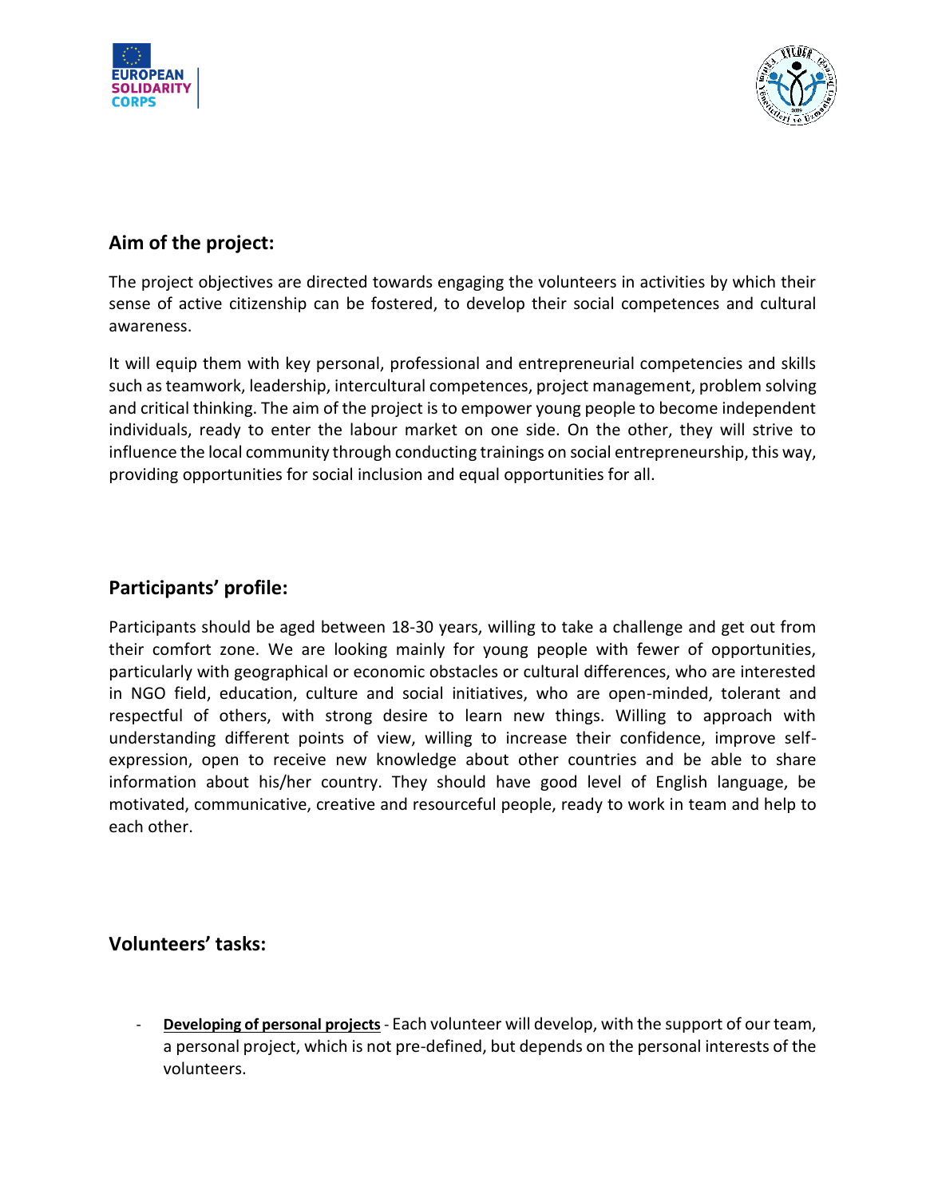## Aim of the project:

The project objectives are directed towards engaging the volunteers in activities by which their sense of active citizenship can be fostered, to develop their social competences and cultural awareness.

It will equip them with key personal, professional and entrepreneurial competencies and skills such as teamwork, leadership, intercultural competences, project management, problem solving and critical thinking. The aim of the project is to empower young people to become independent individuals, ready to enter the labour market on one side. On the other, they will strive to influence the local community through conducting trainings on social entrepreneurship, this way, providing opportunities for social inclusion and equal opportunities for all.

## Participants' profile:

Participants should be aged between 18-30 years, willing to take a challenge and get out from their comfort zone. We are looking mainly for young people with fewer of opportunities, particularly with geographical or economic obstacles or cultural differences, who are interested in NGO field, education, culture and social initiatives, who are open-minded, tolerant and respectful of others, with strong desire to learn new things. Willing to approach with understanding different points of view, willing to increase their confidence, improve self-expression, open to receive new knowledge about other countries and be able to share information about his/her country. They should have good level of English language, be motivated, communicative, creative and resourceful people, ready to work in team and help to each other.

## Volunteers' tasks:

- **Developing of personal projects** - Each volunteer will develop, with the support of our team, a personal project, which is not pre-defined, but depends on the personal interests of the volunteers.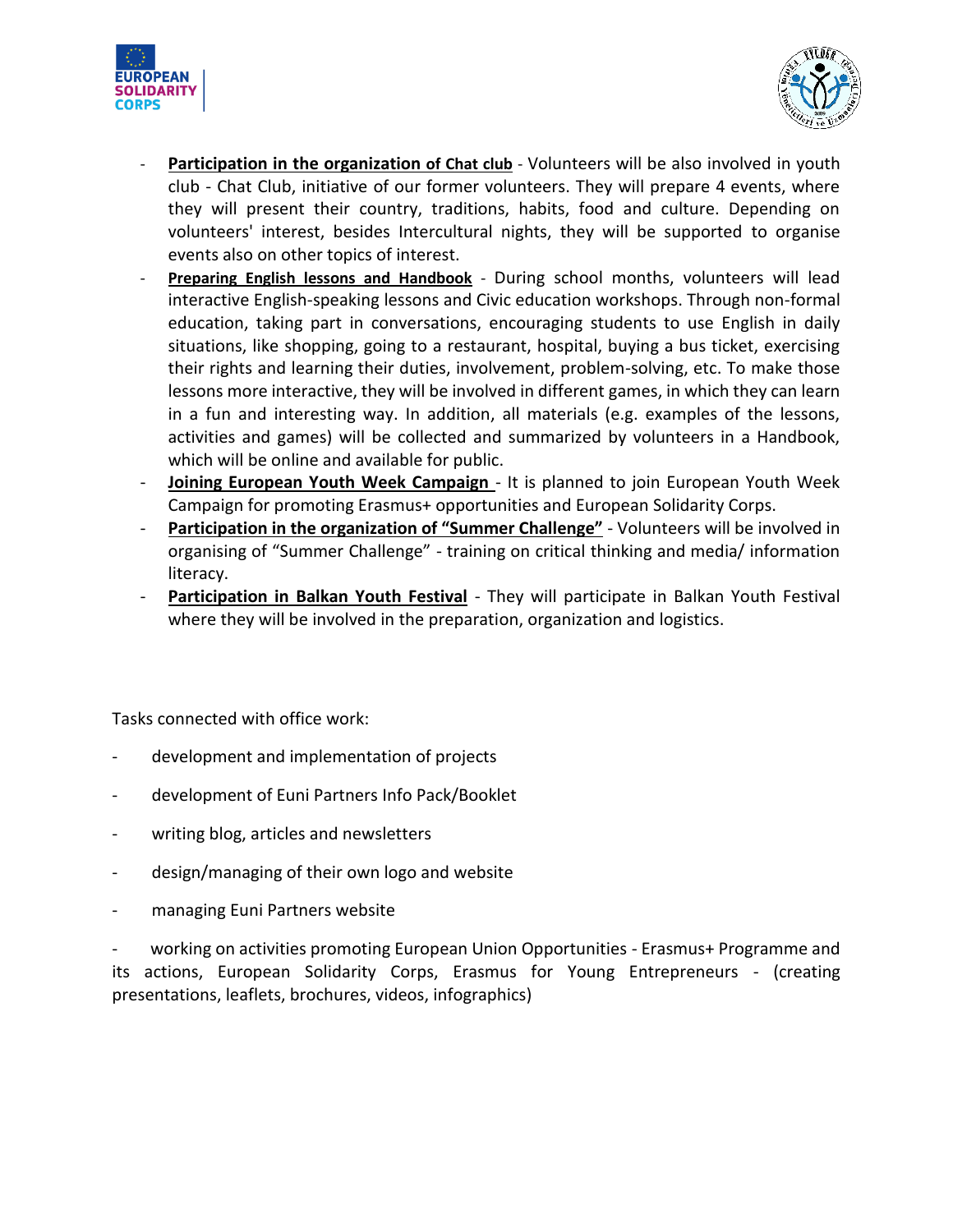- **Participation in the organization of Chat club** - Volunteers will be also involved in youth club - Chat Club, initiative of our former volunteers. They will prepare 4 events, where they will present their country, traditions, habits, food and culture. Depending on volunteers' interest, besides Intercultural nights, they will be supported to organise events also on other topics of interest.
- **Preparing English lessons and Handbook** - During school months, volunteers will lead interactive English-speaking lessons and Civic education workshops. Through non-formal education, taking part in conversations, encouraging students to use English in daily situations, like shopping, going to a restaurant, hospital, buying a bus ticket, exercising their rights and learning their duties, involvement, problem-solving, etc. To make those lessons more interactive, they will be involved in different games, in which they can learn in a fun and interesting way. In addition, all materials (e.g. examples of the lessons, activities and games) will be collected and summarized by volunteers in a Handbook, which will be online and available for public.
- **Joining European Youth Week Campaign** - It is planned to join European Youth Week Campaign for promoting Erasmus+ opportunities and European Solidarity Corps.
- **Participation in the organization of "Summer Challenge"** - Volunteers will be involved in organising of "Summer Challenge" - training on critical thinking and media/ information literacy.
- **Participation in Balkan Youth Festival** - They will participate in Balkan Youth Festival where they will be involved in the preparation, organization and logistics.

Tasks connected with office work:

- development and implementation of projects
- development of Euni Partners Info Pack/Booklet
- writing blog, articles and newsletters
- design/managing of their own logo and website
- managing Euni Partners website
- working on activities promoting European Union Opportunities - Erasmus+ Programme and its actions, European Solidarity Corps, Erasmus for Young Entrepreneurs - (creating presentations, leaflets, brochures, videos, infographics)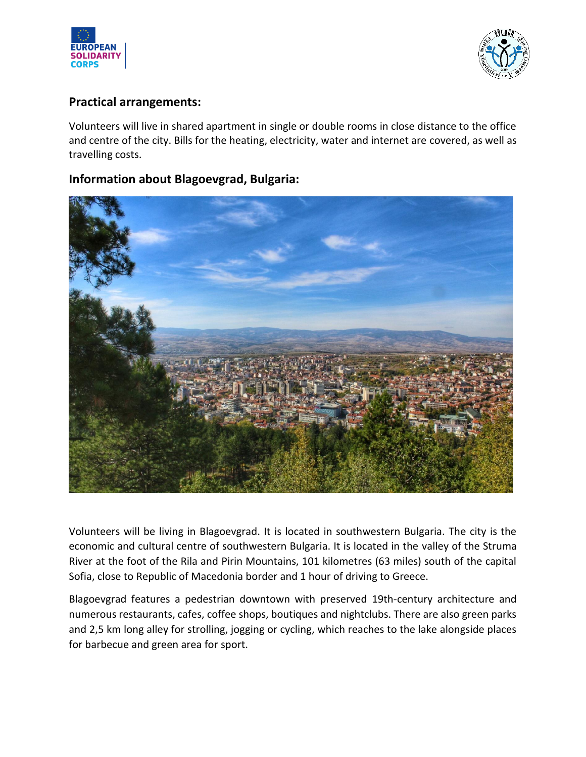## Practical arrangements:

Volunteers will live in shared apartment in single or double rooms in close distance to the office and centre of the city. Bills for the heating, electricity, water and internet are covered, as well as travelling costs.

## Information about Blagoevgrad, Bulgaria:

Volunteers will be living in Blagoevgrad. It is located in southwestern Bulgaria. The city is the economic and cultural centre of southwestern Bulgaria. It is located in the valley of the Struma River at the foot of the Rila and Pirin Mountains, 101 kilometres (63 miles) south of the capital Sofia, close to Republic of Macedonia border and 1 hour of driving to Greece.

Blagoevgrad features a pedestrian downtown with preserved 19th-century architecture and numerous restaurants, cafes, coffee shops, boutiques and nightclubs. There are also green parks and 2,5 km long alley for strolling, jogging or cycling, which reaches to the lake alongside places for barbecue and green area for sport.